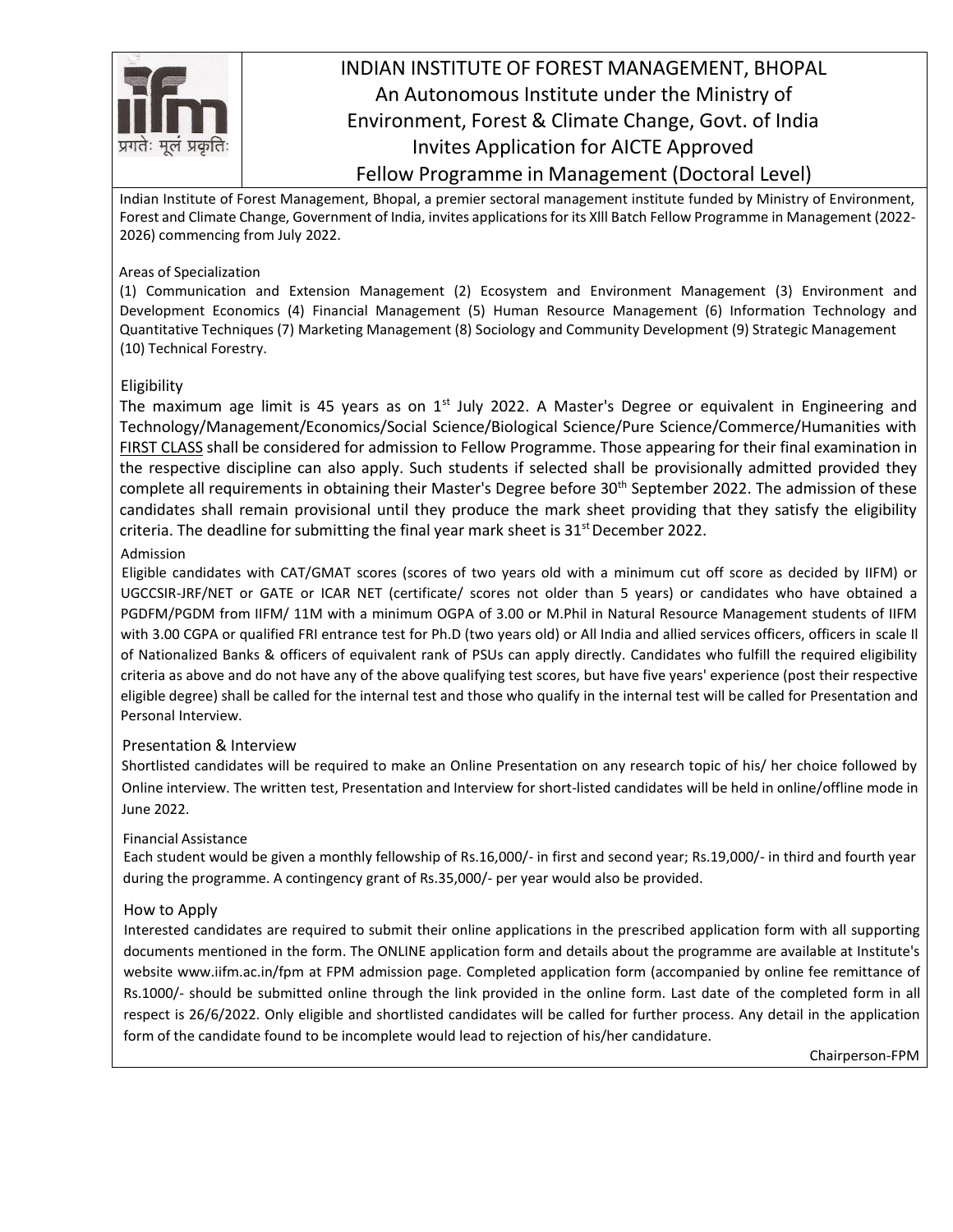# INDIAN INSTITUTE OF FOREST MANAGEMENT, BHOPAL

An Autonomous Institute under the Ministry of Environment, Forest & Climate Change, Govt. of India

Invites Application for AICTE Approved

Fellow Programme in Management (Doctoral Level)

प्रगतेः मूलं प्रकृतिः

Indian Institute of Forest Management, Bhopal, a premier sectoral management institute funded by Ministry of Environment, Forest and Climate Change, Government of India, invites applications for its Xlll Batch Fellow Programme in Management (2022-2026) commencing from July 2022.

## Areas of Specialization

(1) Communication and Extension Management (2) Ecosystem and Environment Management (3) Environment and Development Economics (4) Financial Management (5) Human Resource Management (6) Information Technology and Quantitative Techniques (7) Marketing Management (8) Sociology and Community Development (9) Strategic Management (10) Technical Forestry.

## Eligibility

The maximum age limit is 45 years as on 1st July 2022. A Master's Degree or equivalent in Engineering and Technology/Management/Economics/Social Science/Biological Science/Pure Science/Commerce/Humanities with FIRST CLASS shall be considered for admission to Fellow Programme. Those appearing for their final examination in the respective discipline can also apply. Such students if selected shall be provisionally admitted provided they complete all requirements in obtaining their Master's Degree before 30th September 2022. The admission of these candidates shall remain provisional until they produce the mark sheet providing that they satisfy the eligibility criteria. The deadline for submitting the final year mark sheet is 31st December 2022.

## Admission

Eligible candidates with CAT/GMAT scores (scores of two years old with a minimum cut off score as decided by IIFM) or UGCCSIR-JRF/NET or GATE or ICAR NET (certificate/ scores not older than 5 years) or candidates who have obtained a PGDFM/PGDM from IIFM/ 11M with a minimum OGPA of 3.00 or M.Phil in Natural Resource Management students of IIFM with 3.00 CGPA or qualified FRI entrance test for Ph.D (two years old) or All India and allied services officers, officers in scale Il of Nationalized Banks & officers of equivalent rank of PSUs can apply directly. Candidates who fulfill the required eligibility criteria as above and do not have any of the above qualifying test scores, but have five years' experience (post their respective eligible degree) shall be called for the internal test and those who qualify in the internal test will be called for Presentation and Personal Interview.

## Presentation & Interview

Shortlisted candidates will be required to make an Online Presentation on any research topic of his/ her choice followed by Online interview. The written test, Presentation and Interview for short-listed candidates will be held in online/offline mode in June 2022.

## Financial Assistance

Each student would be given a monthly fellowship of Rs.16,000/- in first and second year; Rs.19,000/- in third and fourth year during the programme. A contingency grant of Rs.35,000/- per year would also be provided.

## How to Apply

Interested candidates are required to submit their online applications in the prescribed application form with all supporting documents mentioned in the form. The ONLINE application form and details about the programme are available at Institute's website www.iifm.ac.in/fpm at FPM admission page. Completed application form (accompanied by online fee remittance of Rs.1000/- should be submitted online through the link provided in the online form. Last date of the completed form in all respect is 26/6/2022. Only eligible and shortlisted candidates will be called for further process. Any detail in the application form of the candidate found to be incomplete would lead to rejection of his/her candidature.

Chairperson-FPM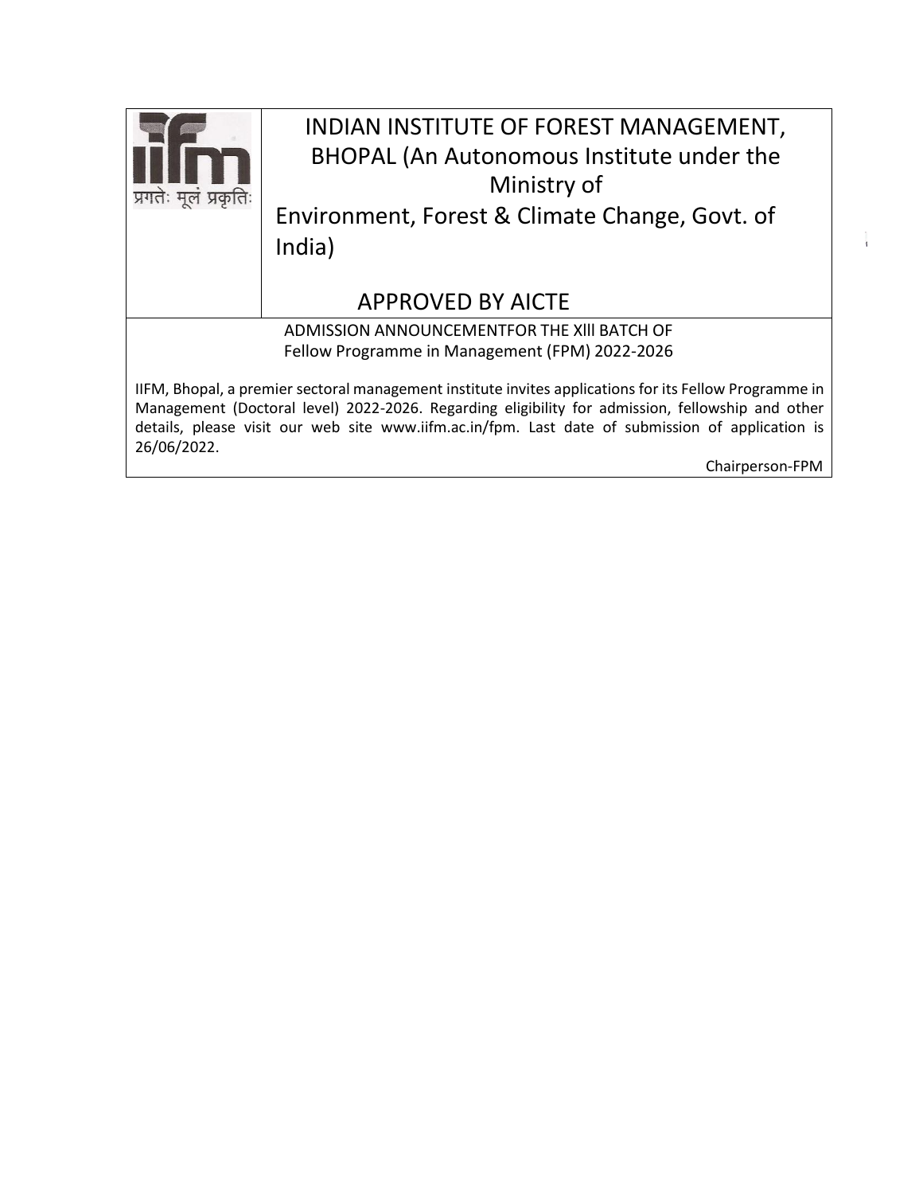प्रगतेः मूलं प्रकृतिः

# INDIAN INSTITUTE OF FOREST MANAGEMENT, BHOPAL (An Autonomous Institute under the Ministry of Environment, Forest & Climate Change, Govt. of India)

## APPROVED BY AICTE

ADMISSION ANNOUNCEMENTFOR THE XllI BATCH OF
Fellow Programme in Management (FPM) 2022-2026

IIFM, Bhopal, a premier sectoral management institute invites applications for its Fellow Programme in Management (Doctoral level) 2022-2026. Regarding eligibility for admission, fellowship and other details, please visit our web site www.iifm.ac.in/fpm. Last date of submission of application is 26/06/2022.

Chairperson-FPM